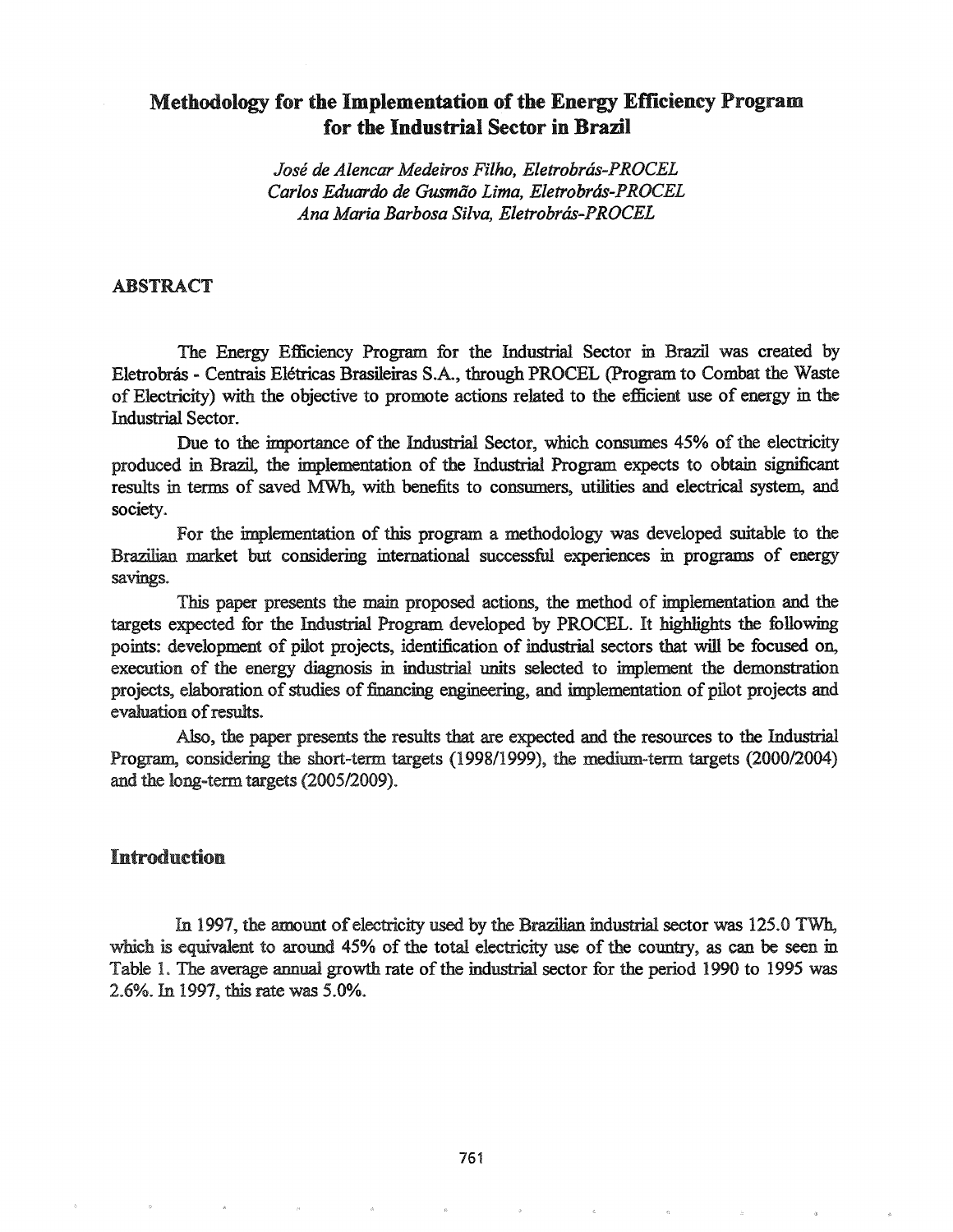# Methodology for the Implementation of the Energy Efficiency Program for the Industrial Sector in Brazil

*José de Alencar Medeiros Filho, Eletrobrás-PROCEL*
*Carlos Eduardo de Gusmão Lima, Eletrobrás-PROCEL*
*Ana Maria Barbosa Silva, Eletrobrás-PROCEL*

## ABSTRACT

The Energy Efficiency Program for the Industrial Sector in Brazil was created by Eletrobrás - Centrais Elétricas Brasileiras S.A., through PROCEL (Program to Combat the Waste of Electricity) with the objective to promote actions related to the efficient use of energy in the Industrial Sector.

Due to the importance of the Industrial Sector, which consumes 45% of the electricity produced in Brazil, the implementation of the Industrial Program expects to obtain significant results in terms of saved MWh, with benefits to consumers, utilities and electrical system, and society.

For the implementation of this program a methodology was developed suitable to the Brazilian market but considering international successful experiences in programs of energy savings.

This paper presents the main proposed actions, the method of implementation and the targets expected for the Industrial Program developed by PROCEL. It highlights the following points: development of pilot projects, identification of industrial sectors that will be focused on, execution of the energy diagnosis in industrial units selected to implement the demonstration projects, elaboration of studies of financing engineering, and implementation of pilot projects and evaluation of results.

Also, the paper presents the results that are expected and the resources to the Industrial Program, considering the short-term targets (1998/1999), the medium-term targets (2000/2004) and the long-term targets (2005/2009).

## Introduction

In 1997, the amount of electricity used by the Brazilian industrial sector was 125.0 TWh, which is equivalent to around 45% of the total electricity use of the country, as can be seen in Table 1. The average annual growth rate of the industrial sector for the period 1990 to 1995 was 2.6%. In 1997, this rate was 5.0%.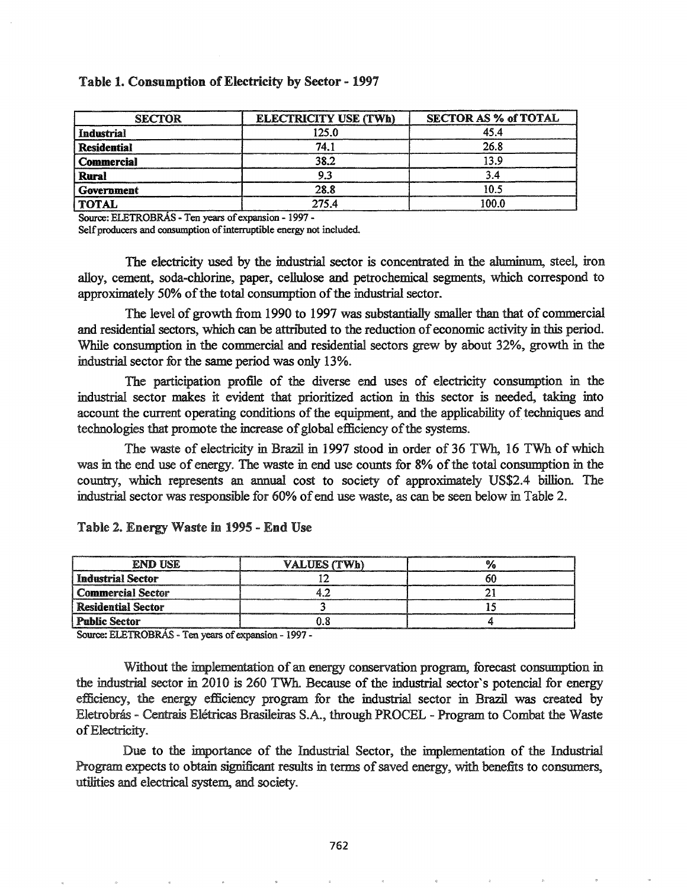**Table 1. Consumption of Electricity by Sector - 1997**

| SECTOR | ELECTRICITY USE (TWh) | SECTOR AS % of TOTAL |
|---|---|---|
| **Industrial** | 125.0 | 45.4 |
| **Residential** | 74.1 | 26.8 |
| **Commercial** | 38.2 | 13.9 |
| **Rural** | 9.3 | 3.4 |
| **Government** | 28.8 | 10.5 |
| **TOTAL** | 275.4 | 100.0 |

Source: ELETROBRÁS - Ten years of expansion - 1997 -
Self producers and consumption of interruptible energy not included.

The electricity used by the industrial sector is concentrated in the aluminum, steel, iron alloy, cement, soda-chlorine, paper, cellulose and petrochemical segments, which correspond to approximately 50% of the total consumption of the industrial sector.

The level of growth from 1990 to 1997 was substantially smaller than that of commercial and residential sectors, which can be attributed to the reduction of economic activity in this period. While consumption in the commercial and residential sectors grew by about 32%, growth in the industrial sector for the same period was only 13%.

The participation profile of the diverse end uses of electricity consumption in the industrial sector makes it evident that prioritized action in this sector is needed, taking into account the current operating conditions of the equipment, and the applicability of techniques and technologies that promote the increase of global efficiency of the systems.

The waste of electricity in Brazil in 1997 stood in order of 36 TWh, 16 TWh of which was in the end use of energy. The waste in end use counts for 8% of the total consumption in the country, which represents an annual cost to society of approximately US$2.4 billion. The industrial sector was responsible for 60% of end use waste, as can be seen below in Table 2.

**Table 2. Energy Waste in 1995 - End Use**

| END USE | VALUES (TWh) | % |
|---|---|---|
| **Industrial Sector** | 12 | 60 |
| **Commercial Sector** | 4.2 | 21 |
| **Residential Sector** | 3 | 15 |
| **Public Sector** | 0.8 | 4 |

Source: ELETROBRÁS - Ten years of expansion - 1997 -

Without the implementation of an energy conservation program, forecast consumption in the industrial sector in 2010 is 260 TWh. Because of the industrial sector's potencial for energy efficiency, the energy efficiency program for the industrial sector in Brazil was created by Eletrobrás - Centrais Elétricas Brasileiras S.A., through PROCEL - Program to Combat the Waste of Electricity.

Due to the importance of the Industrial Sector, the implementation of the Industrial Program expects to obtain significant results in terms of saved energy, with benefits to consumers, utilities and electrical system, and society.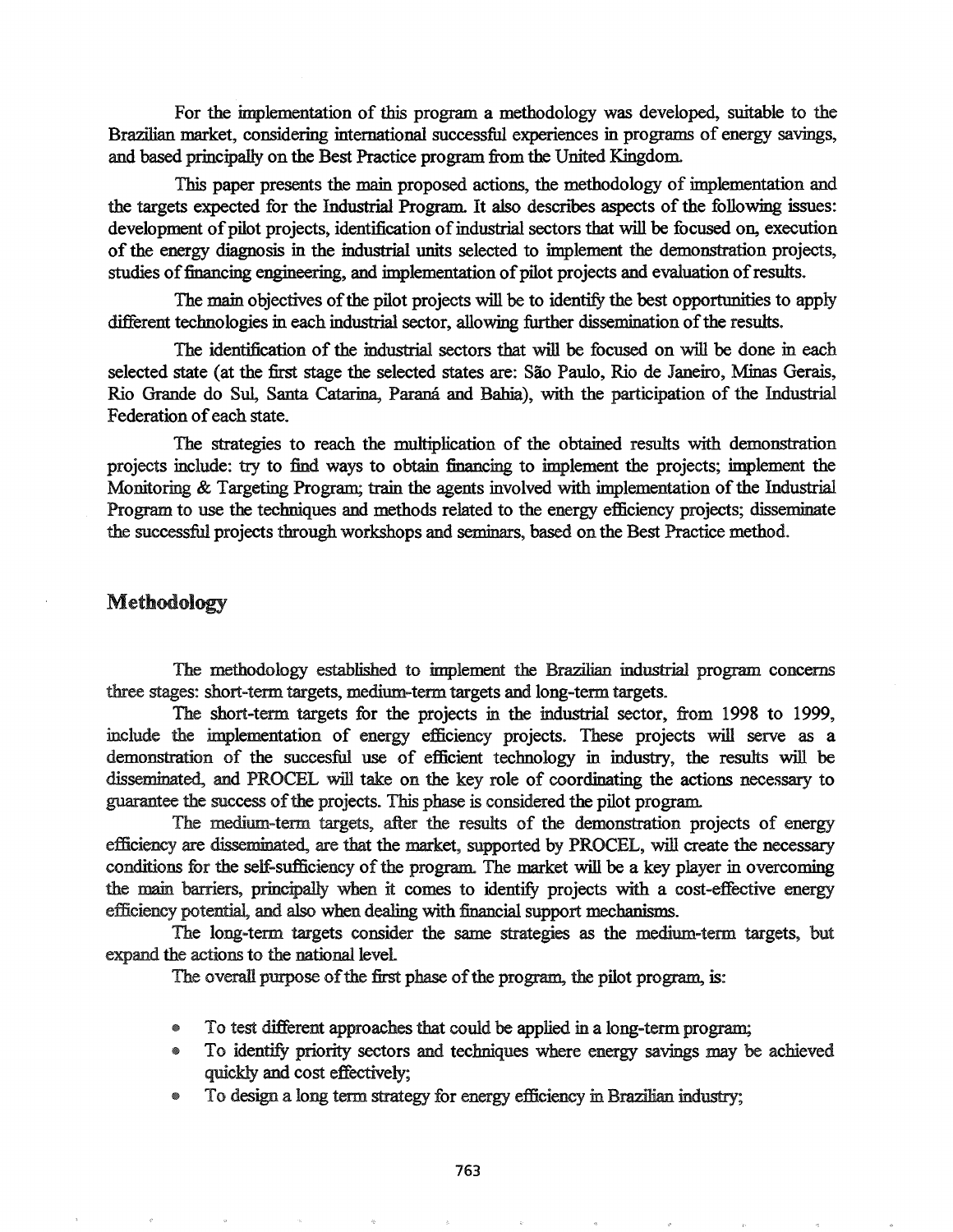For the implementation of this program a methodology was developed, suitable to the Brazilian market, considering international successful experiences in programs of energy savings, and based principally on the Best Practice program from the United Kingdom.

This paper presents the main proposed actions, the methodology of implementation and the targets expected for the Industrial Program. It also describes aspects of the following issues: development of pilot projects, identification of industrial sectors that will be focused on, execution of the energy diagnosis in the industrial units selected to implement the demonstration projects, studies of financing engineering, and implementation of pilot projects and evaluation of results.

The main objectives of the pilot projects will be to identify the best opportunities to apply different technologies in each industrial sector, allowing further dissemination of the results.

The identification of the industrial sectors that will be focused on will be done in each selected state (at the first stage the selected states are: São Paulo, Rio de Janeiro, Minas Gerais, Rio Grande do Sul, Santa Catarina, Paraná and Bahia), with the participation of the Industrial Federation of each state.

The strategies to reach the multiplication of the obtained results with demonstration projects include: try to find ways to obtain financing to implement the projects; implement the Monitoring & Targeting Program; train the agents involved with implementation of the Industrial Program to use the techniques and methods related to the energy efficiency projects; disseminate the successful projects through workshops and seminars, based on the Best Practice method.

## Methodology

The methodology established to implement the Brazilian industrial program concerns three stages: short-term targets, medium-term targets and long-term targets.

The short-term targets for the projects in the industrial sector, from 1998 to 1999, include the implementation of energy efficiency projects. These projects will serve as a demonstration of the succesful use of efficient technology in industry, the results will be disseminated, and PROCEL will take on the key role of coordinating the actions necessary to guarantee the success of the projects. This phase is considered the pilot program.

The medium-term targets, after the results of the demonstration projects of energy efficiency are disseminated, are that the market, supported by PROCEL, will create the necessary conditions for the self-sufficiency of the program. The market will be a key player in overcoming the main barriers, principally when it comes to identify projects with a cost-effective energy efficiency potential, and also when dealing with financial support mechanisms.

The long-term targets consider the same strategies as the medium-term targets, but expand the actions to the national level.

The overall purpose of the first phase of the program, the pilot program, is:

- To test different approaches that could be applied in a long-term program;
- To identify priority sectors and techniques where energy savings may be achieved quickly and cost effectively;
- To design a long term strategy for energy efficiency in Brazilian industry;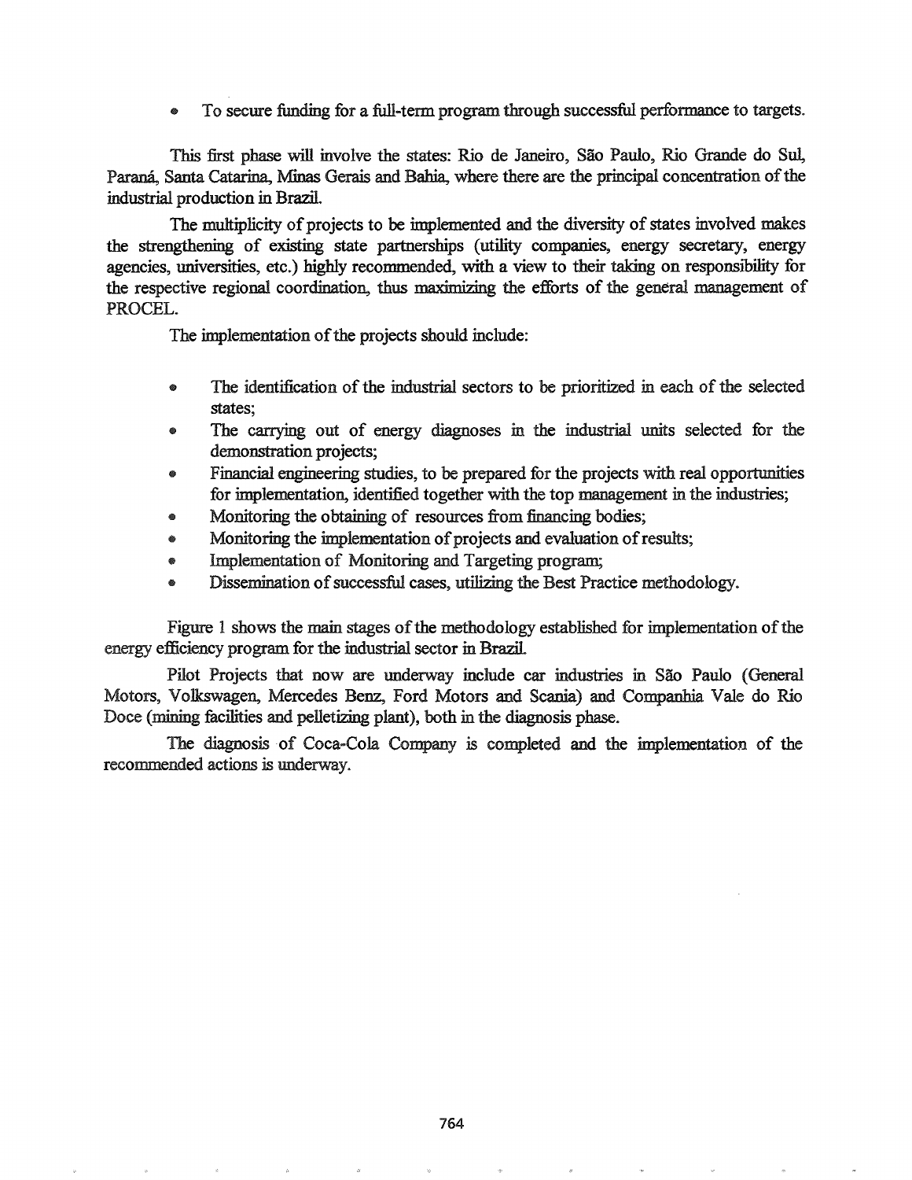- To secure funding for a full-term program through successful performance to targets.

This first phase will involve the states: Rio de Janeiro, São Paulo, Rio Grande do Sul, Paraná, Santa Catarina, Minas Gerais and Bahia, where there are the principal concentration of the industrial production in Brazil.

The multiplicity of projects to be implemented and the diversity of states involved makes the strengthening of existing state partnerships (utility companies, energy secretary, energy agencies, universities, etc.) highly recommended, with a view to their taking on responsibility for the respective regional coordination, thus maximizing the efforts of the general management of PROCEL.

The implementation of the projects should include:

- The identification of the industrial sectors to be prioritized in each of the selected states;
- The carrying out of energy diagnoses in the industrial units selected for the demonstration projects;
- Financial engineering studies, to be prepared for the projects with real opportunities for implementation, identified together with the top management in the industries;
- Monitoring the obtaining of resources from financing bodies;
- Monitoring the implementation of projects and evaluation of results;
- Implementation of Monitoring and Targeting program;
- Dissemination of successful cases, utilizing the Best Practice methodology.

Figure 1 shows the main stages of the methodology established for implementation of the energy efficiency program for the industrial sector in Brazil.

Pilot Projects that now are underway include car industries in São Paulo (General Motors, Volkswagen, Mercedes Benz, Ford Motors and Scania) and Companhia Vale do Rio Doce (mining facilities and pelletizing plant), both in the diagnosis phase.

The diagnosis of Coca-Cola Company is completed and the implementation of the recommended actions is underway.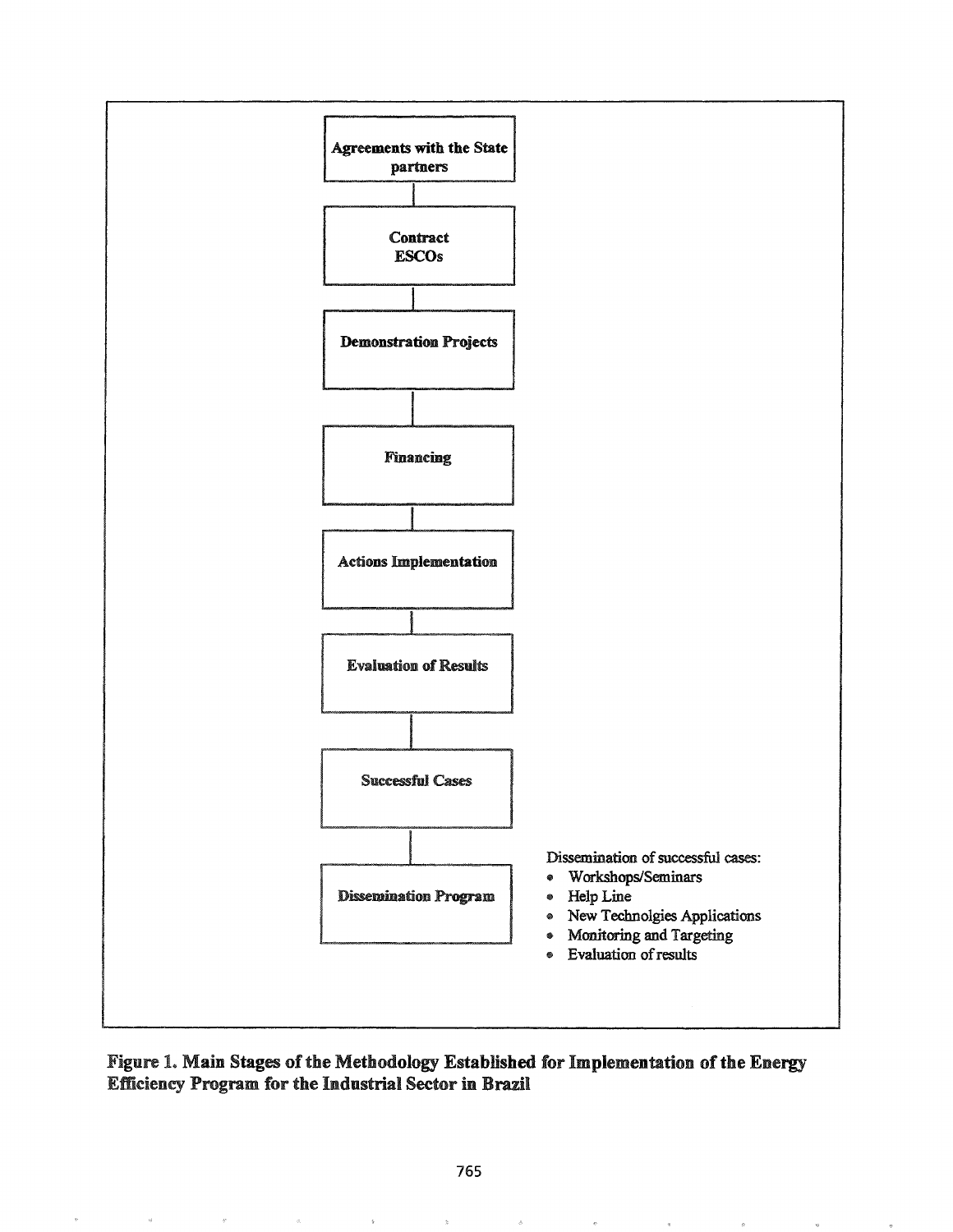Agreements with the State partners

Contract ESCOs

Demonstration Projects

Financing

Actions Implementation

Evaluation of Results

Successful Cases

Dissemination Program

Dissemination of successful cases:

- Workshops/Seminars
- Help Line
- New Technolgies Applications
- Monitoring and Targeting
- Evaluation of results

**Figure 1. Main Stages of the Methodology Established for Implementation of the Energy Efficiency Program for the Industrial Sector in Brazil**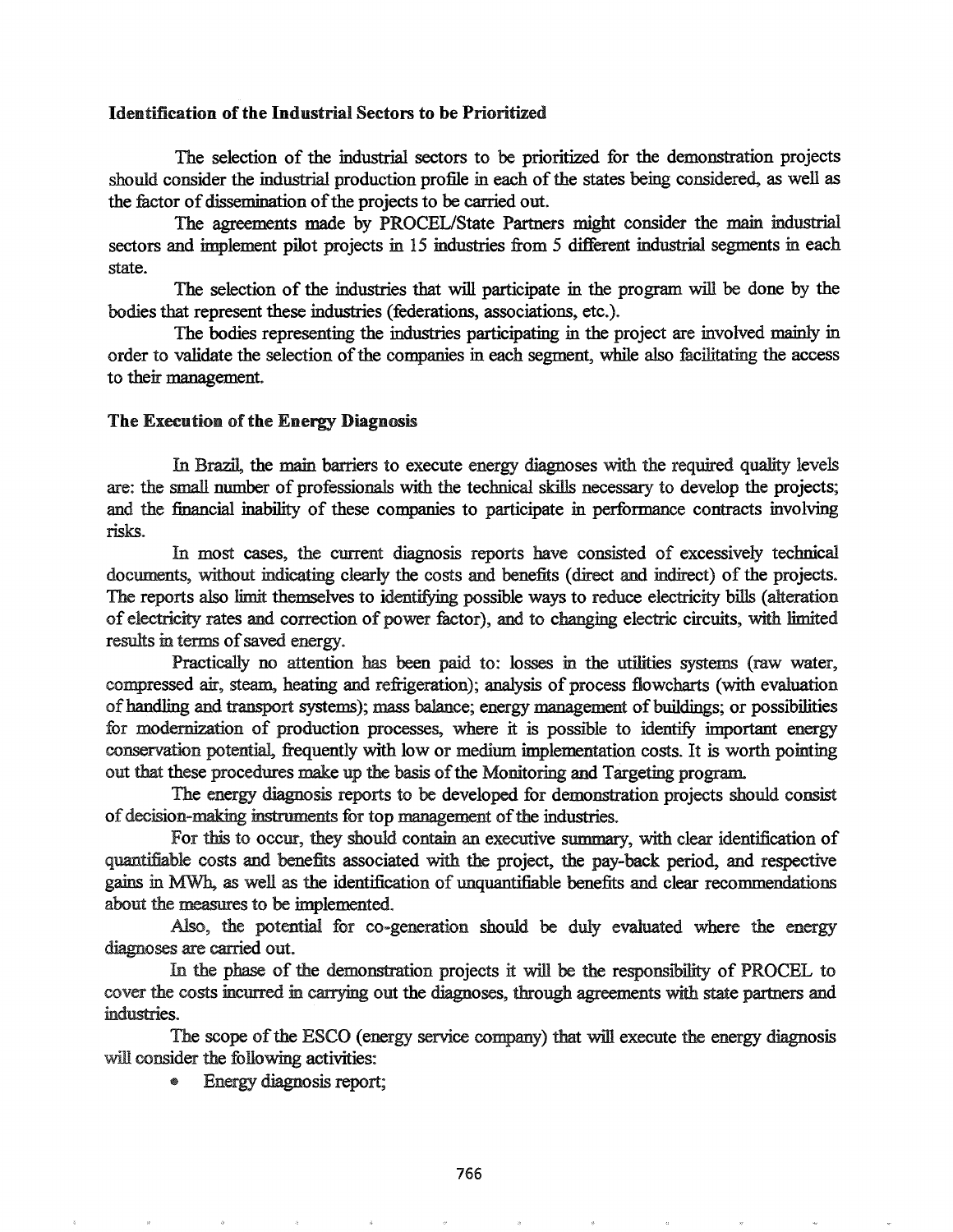**Identification of the Industrial Sectors to be Prioritized**

The selection of the industrial sectors to be prioritized for the demonstration projects should consider the industrial production profile in each of the states being considered, as well as the factor of dissemination of the projects to be carried out.

The agreements made by PROCEL/State Partners might consider the main industrial sectors and implement pilot projects in 15 industries from 5 different industrial segments in each state.

The selection of the industries that will participate in the program will be done by the bodies that represent these industries (federations, associations, etc.).

The bodies representing the industries participating in the project are involved mainly in order to validate the selection of the companies in each segment, while also facilitating the access to their management.

**The Execution of the Energy Diagnosis**

In Brazil, the main barriers to execute energy diagnoses with the required quality levels are: the small number of professionals with the technical skills necessary to develop the projects; and the financial inability of these companies to participate in performance contracts involving risks.

In most cases, the current diagnosis reports have consisted of excessively technical documents, without indicating clearly the costs and benefits (direct and indirect) of the projects. The reports also limit themselves to identifying possible ways to reduce electricity bills (alteration of electricity rates and correction of power factor), and to changing electric circuits, with limited results in terms of saved energy.

Practically no attention has been paid to: losses in the utilities systems (raw water, compressed air, steam, heating and refrigeration); analysis of process flowcharts (with evaluation of handling and transport systems); mass balance; energy management of buildings; or possibilities for modernization of production processes, where it is possible to identify important energy conservation potential, frequently with low or medium implementation costs. It is worth pointing out that these procedures make up the basis of the Monitoring and Targeting program.

The energy diagnosis reports to be developed for demonstration projects should consist of decision-making instruments for top management of the industries.

For this to occur, they should contain an executive summary, with clear identification of quantifiable costs and benefits associated with the project, the pay-back period, and respective gains in MWh, as well as the identification of unquantifiable benefits and clear recommendations about the measures to be implemented.

Also, the potential for co-generation should be duly evaluated where the energy diagnoses are carried out.

In the phase of the demonstration projects it will be the responsibility of PROCEL to cover the costs incurred in carrying out the diagnoses, through agreements with state partners and industries.

The scope of the ESCO (energy service company) that will execute the energy diagnosis will consider the following activities:

- Energy diagnosis report;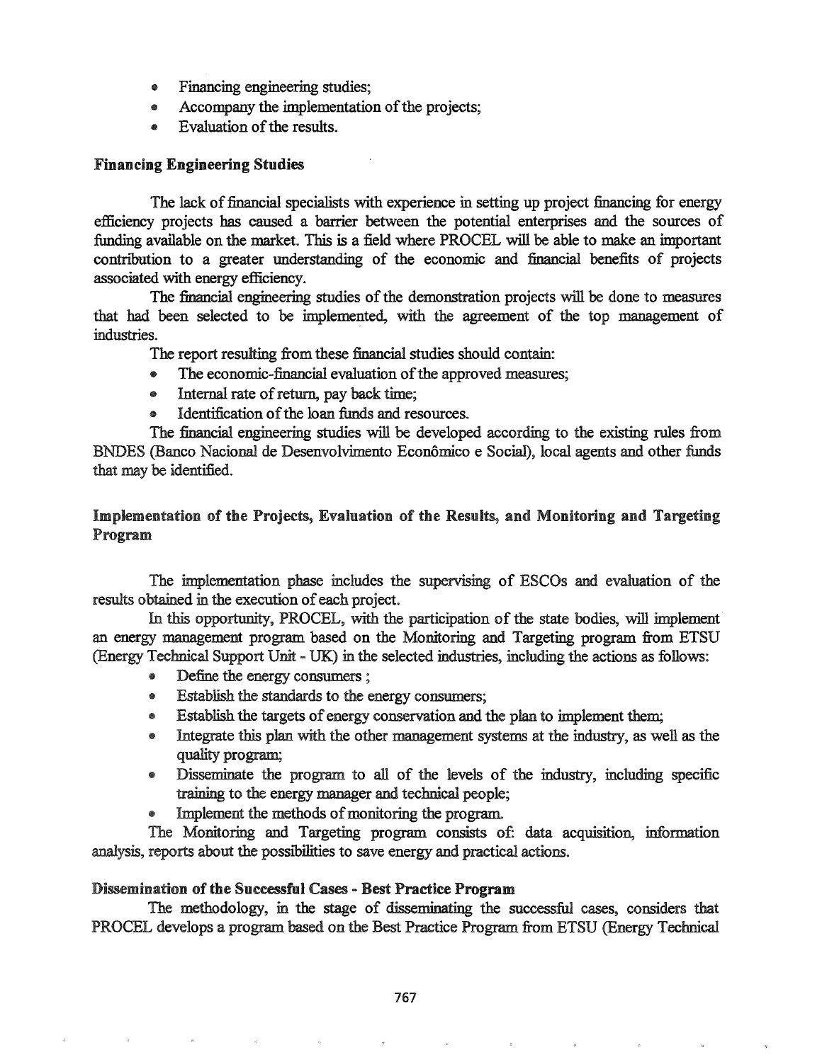- Financing engineering studies;
- Accompany the implementation of the projects;
- Evaluation of the results.

### Financing Engineering Studies

The lack of financial specialists with experience in setting up project financing for energy efficiency projects has caused a barrier between the potential enterprises and the sources of funding available on the market. This is a field where PROCEL will be able to make an important contribution to a greater understanding of the economic and financial benefits of projects associated with energy efficiency.

The financial engineering studies of the demonstration projects will be done to measures that had been selected to be implemented, with the agreement of the top management of industries.

The report resulting from these financial studies should contain:

- The economic-financial evaluation of the approved measures;
- Internal rate of return, pay back time;
- Identification of the loan funds and resources.

The financial engineering studies will be developed according to the existing rules from BNDES (Banco Nacional de Desenvolvimento Econômico e Social), local agents and other funds that may be identified.

### Implementation of the Projects, Evaluation of the Results, and Monitoring and Targeting Program

The implementation phase includes the supervising of ESCOs and evaluation of the results obtained in the execution of each project.

In this opportunity, PROCEL, with the participation of the state bodies, will implement an energy management program based on the Monitoring and Targeting program from ETSU (Energy Technical Support Unit - UK) in the selected industries, including the actions as follows:

- Define the energy consumers ;
- Establish the standards to the energy consumers;
- Establish the targets of energy conservation and the plan to implement them;
- Integrate this plan with the other management systems at the industry, as well as the quality program;
- Disseminate the program to all of the levels of the industry, including specific training to the energy manager and technical people;
- Implement the methods of monitoring the program.

The Monitoring and Targeting program consists of: data acquisition, information analysis, reports about the possibilities to save energy and practical actions.

### Dissemination of the Successful Cases - Best Practice Program

The methodology, in the stage of disseminating the successful cases, considers that PROCEL develops a program based on the Best Practice Program from ETSU (Energy Technical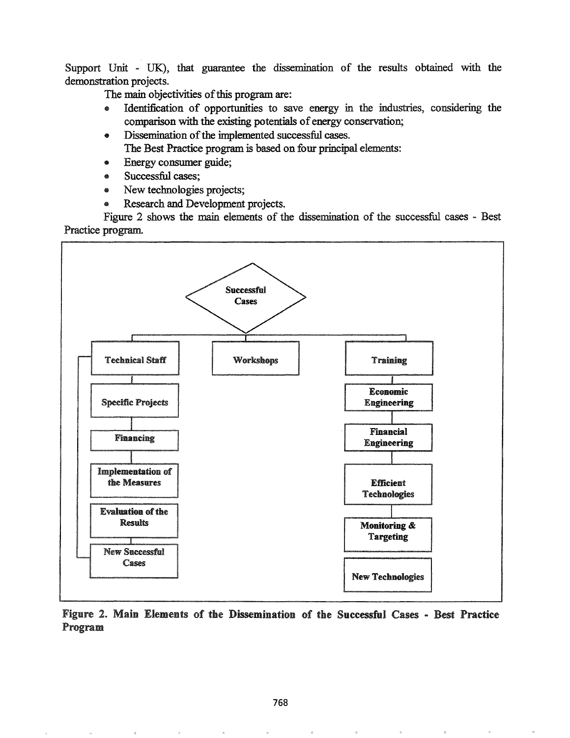Support Unit - UK), that guarantee the dissemination of the results obtained with the demonstration projects.

The main objectivities of this program are:

- Identification of opportunities to save energy in the industries, considering the comparison with the existing potentials of energy conservation;
- Dissemination of the implemented successful cases.

The Best Practice program is based on four principal elements:

- Energy consumer guide;
- Successful cases;
- New technologies projects;
- Research and Development projects.

Figure 2 shows the main elements of the dissemination of the successful cases - Best Practice program.

Successful Cases

Technical Staff

Specific Projects

Financing

Implementation of the Measures

Evaluation of the Results

New Successful Cases

Workshops

Training

Economic Engineering

Financial Engineering

Efficient Technologies

Monitoring & Targeting

New Technologies

**Figure 2. Main Elements of the Dissemination of the Successful Cases - Best Practice Program**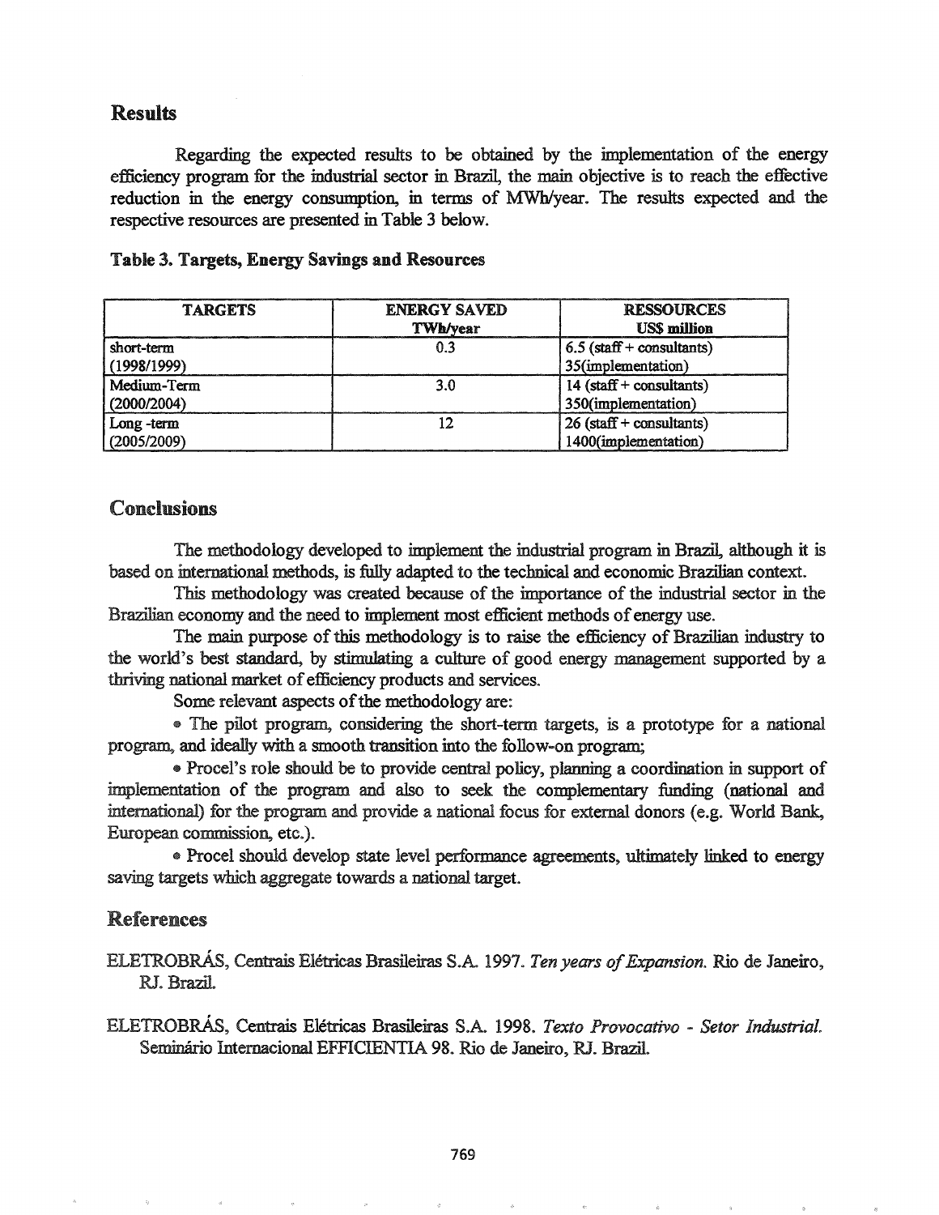## Results

Regarding the expected results to be obtained by the implementation of the energy efficiency program for the industrial sector in Brazil, the main objective is to reach the effective reduction in the energy consumption, in terms of MWh/year. The results expected and the respective resources are presented in Table 3 below.

**Table 3. Targets, Energy Savings and Resources**

| TARGETS | ENERGY SAVED TWh/year | RESSOURCES US$ million |
|---|---|---|
| short-term (1998/1999) | 0.3 | 6.5 (staff + consultants) 35(implementation) |
| Medium-Term (2000/2004) | 3.0 | 14 (staff + consultants) 350(implementation) |
| Long -term (2005/2009) | 12 | 26 (staff + consultants) 1400(implementation) |

## Conclusions

The methodology developed to implement the industrial program in Brazil, although it is based on international methods, is fully adapted to the technical and economic Brazilian context.

This methodology was created because of the importance of the industrial sector in the Brazilian economy and the need to implement most efficient methods of energy use.

The main purpose of this methodology is to raise the efficiency of Brazilian industry to the world's best standard, by stimulating a culture of good energy management supported by a thriving national market of efficiency products and services.

Some relevant aspects of the methodology are:

- The pilot program, considering the short-term targets, is a prototype for a national program, and ideally with a smooth transition into the follow-on program;
- Procel's role should be to provide central policy, planning a coordination in support of implementation of the program and also to seek the complementary funding (national and international) for the program and provide a national focus for external donors (e.g. World Bank, European commission, etc.).
- Procel should develop state level performance agreements, ultimately linked to energy saving targets which aggregate towards a national target.

## References

ELETROBRÁS, Centrais Elétricas Brasileiras S.A. 1997. *Ten years of Expansion.* Rio de Janeiro, RJ. Brazil.

ELETROBRÁS, Centrais Elétricas Brasileiras S.A. 1998. *Texto Provocativo - Setor Industrial.* Seminário Internacional EFFICIENTIA 98. Rio de Janeiro, RJ. Brazil.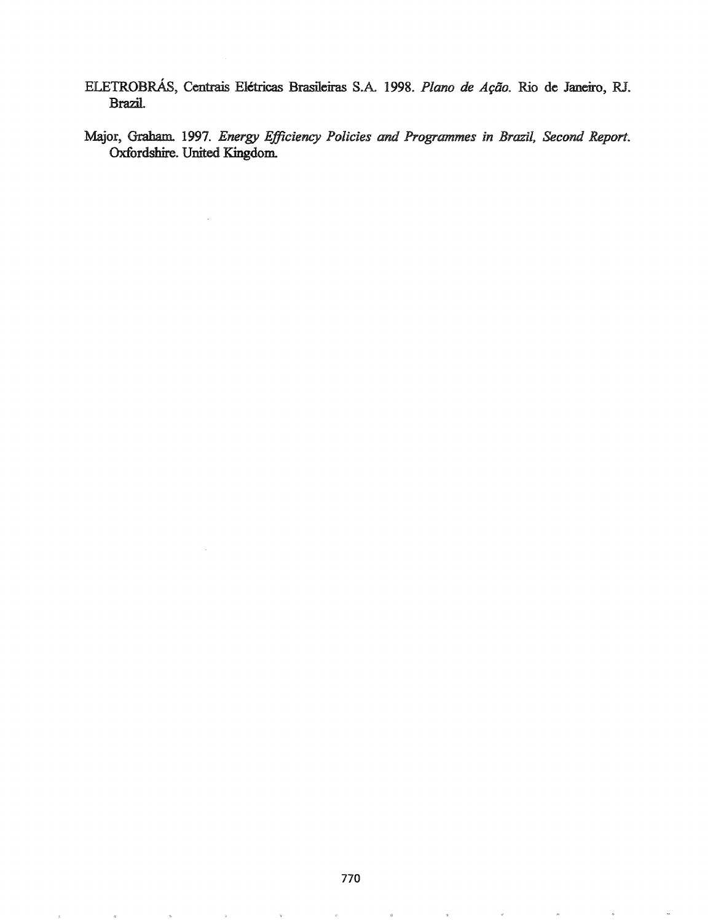ELETROBRÁS, Centrais Elétricas Brasileiras S.A. 1998. *Plano de Ação*. Rio de Janeiro, RJ. Brazil.

Major, Graham. 1997. *Energy Efficiency Policies and Programmes in Brazil, Second Report*. Oxfordshire. United Kingdom.